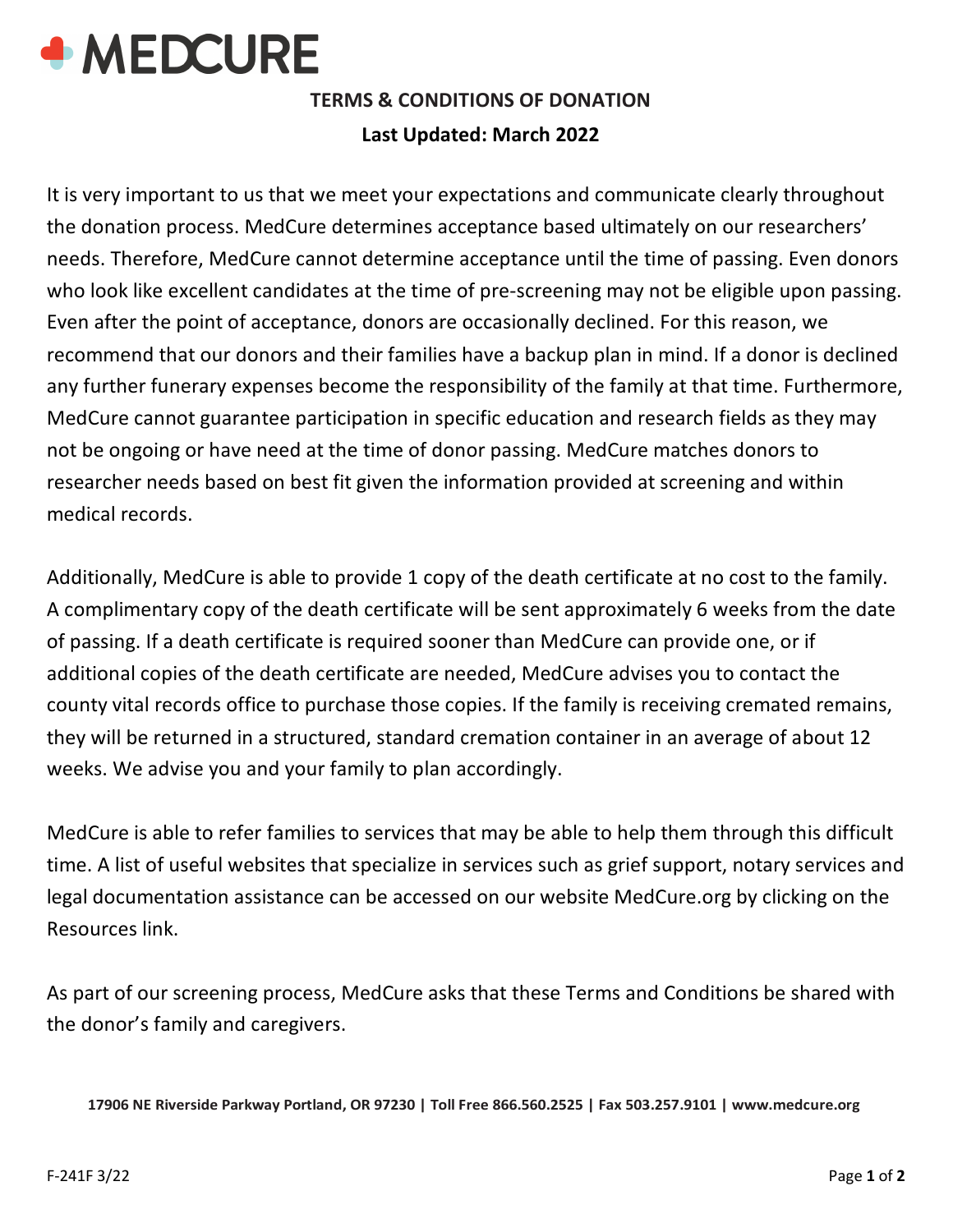# MEDCURE

## TERMS & CONDITIONS OF DONATION

**Last Updated: March 2022**

It is very important to us that we meet your expectations and communicate clearly throughout the donation process. MedCure determines acceptance based ultimately on our researchers' needs. Therefore, MedCure cannot determine acceptance until the time of passing. Even donors who look like excellent candidates at the time of pre-screening may not be eligible upon passing. Even after the point of acceptance, donors are occasionally declined. For this reason, we recommend that our donors and their families have a backup plan in mind. If a donor is declined any further funerary expenses become the responsibility of the family at that time. Furthermore, MedCure cannot guarantee participation in specific education and research fields as they may not be ongoing or have need at the time of donor passing. MedCure matches donors to researcher needs based on best fit given the information provided at screening and within medical records.

Additionally, MedCure is able to provide 1 copy of the death certificate at no cost to the family. A complimentary copy of the death certificate will be sent approximately 6 weeks from the date of passing. If a death certificate is required sooner than MedCure can provide one, or if additional copies of the death certificate are needed, MedCure advises you to contact the county vital records office to purchase those copies. If the family is receiving cremated remains, they will be returned in a structured, standard cremation container in an average of about 12 weeks. We advise you and your family to plan accordingly.

MedCure is able to refer families to services that may be able to help them through this difficult time. A list of useful websites that specialize in services such as grief support, notary services and legal documentation assistance can be accessed on our website MedCure.org by clicking on the Resources link.

As part of our screening process, MedCure asks that these Terms and Conditions be shared with the donor's family and caregivers.

**17906 NE Riverside Parkway Portland, OR 97230 | Toll Free 866.560.2525 | Fax 503.257.9101 | www.medcure.org**

F-241F 3/22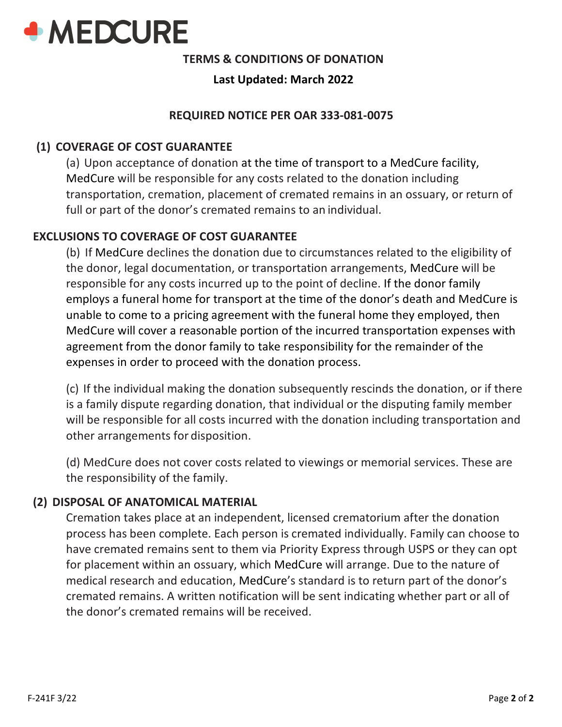MEDCURE

## TERMS & CONDITIONS OF DONATION

**Last Updated: March 2022**

### REQUIRED NOTICE PER OAR 333-081-0075

### (1) COVERAGE OF COST GUARANTEE

(a) Upon acceptance of donation at the time of transport to a MedCure facility, MedCure will be responsible for any costs related to the donation including transportation, cremation, placement of cremated remains in an ossuary, or return of full or part of the donor's cremated remains to an individual.

### EXCLUSIONS TO COVERAGE OF COST GUARANTEE

(b) If MedCure declines the donation due to circumstances related to the eligibility of the donor, legal documentation, or transportation arrangements, MedCure will be responsible for any costs incurred up to the point of decline. If the donor family employs a funeral home for transport at the time of the donor's death and MedCure is unable to come to a pricing agreement with the funeral home they employed, then MedCure will cover a reasonable portion of the incurred transportation expenses with agreement from the donor family to take responsibility for the remainder of the expenses in order to proceed with the donation process.

(c) If the individual making the donation subsequently rescinds the donation, or if there is a family dispute regarding donation, that individual or the disputing family member will be responsible for all costs incurred with the donation including transportation and other arrangements for disposition.

(d) MedCure does not cover costs related to viewings or memorial services. These are the responsibility of the family.

### (2) DISPOSAL OF ANATOMICAL MATERIAL

Cremation takes place at an independent, licensed crematorium after the donation process has been complete. Each person is cremated individually. Family can choose to have cremated remains sent to them via Priority Express through USPS or they can opt for placement within an ossuary, which MedCure will arrange. Due to the nature of medical research and education, MedCure's standard is to return part of the donor's cremated remains. A written notification will be sent indicating whether part or all of the donor's cremated remains will be received.

F-241F 3/22